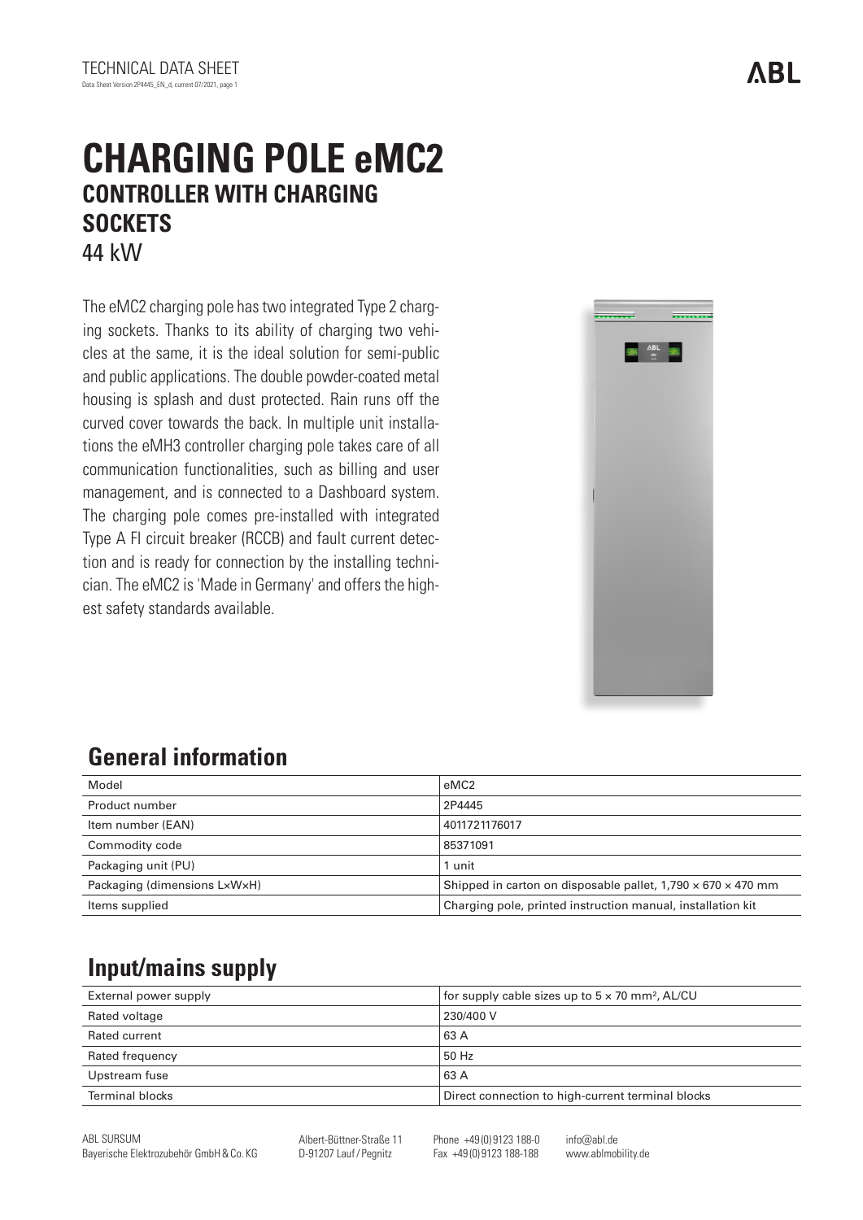TECHNICAL DATA SHEET

Data Sheet Version 2P4445_EN_d, current 07/2021, page 1

# CHARGING POLE eMC2

## CONTROLLER WITH CHARGING SOCKETS

44 kW

The eMC2 charging pole has two integrated Type 2 charging sockets. Thanks to its ability of charging two vehicles at the same, it is the ideal solution for semi-public and public applications. The double powder-coated metal housing is splash and dust protected. Rain runs off the curved cover towards the back. In multiple unit installations the eMH3 controller charging pole takes care of all communication functionalities, such as billing and user management, and is connected to a Dashboard system. The charging pole comes pre-installed with integrated Type A FI circuit breaker (RCCB) and fault current detection and is ready for connection by the installing technician. The eMC2 is 'Made in Germany' and offers the highest safety standards available.

## General information

| Model | eMC2 |
| --- | --- |
| Product number | 2P4445 |
| Item number (EAN) | 4011721176017 |
| Commodity code | 85371091 |
| Packaging unit (PU) | 1 unit |
| Packaging (dimensions L×W×H) | Shipped in carton on disposable pallet, 1,790 × 670 × 470 mm |
| Items supplied | Charging pole, printed instruction manual, installation kit |

## Input/mains supply

| External power supply | for supply cable sizes up to 5 × 70 mm², AL/CU |
| --- | --- |
| Rated voltage | 230/400 V |
| Rated current | 63 A |
| Rated frequency | 50 Hz |
| Upstream fuse | 63 A |
| Terminal blocks | Direct connection to high-current terminal blocks |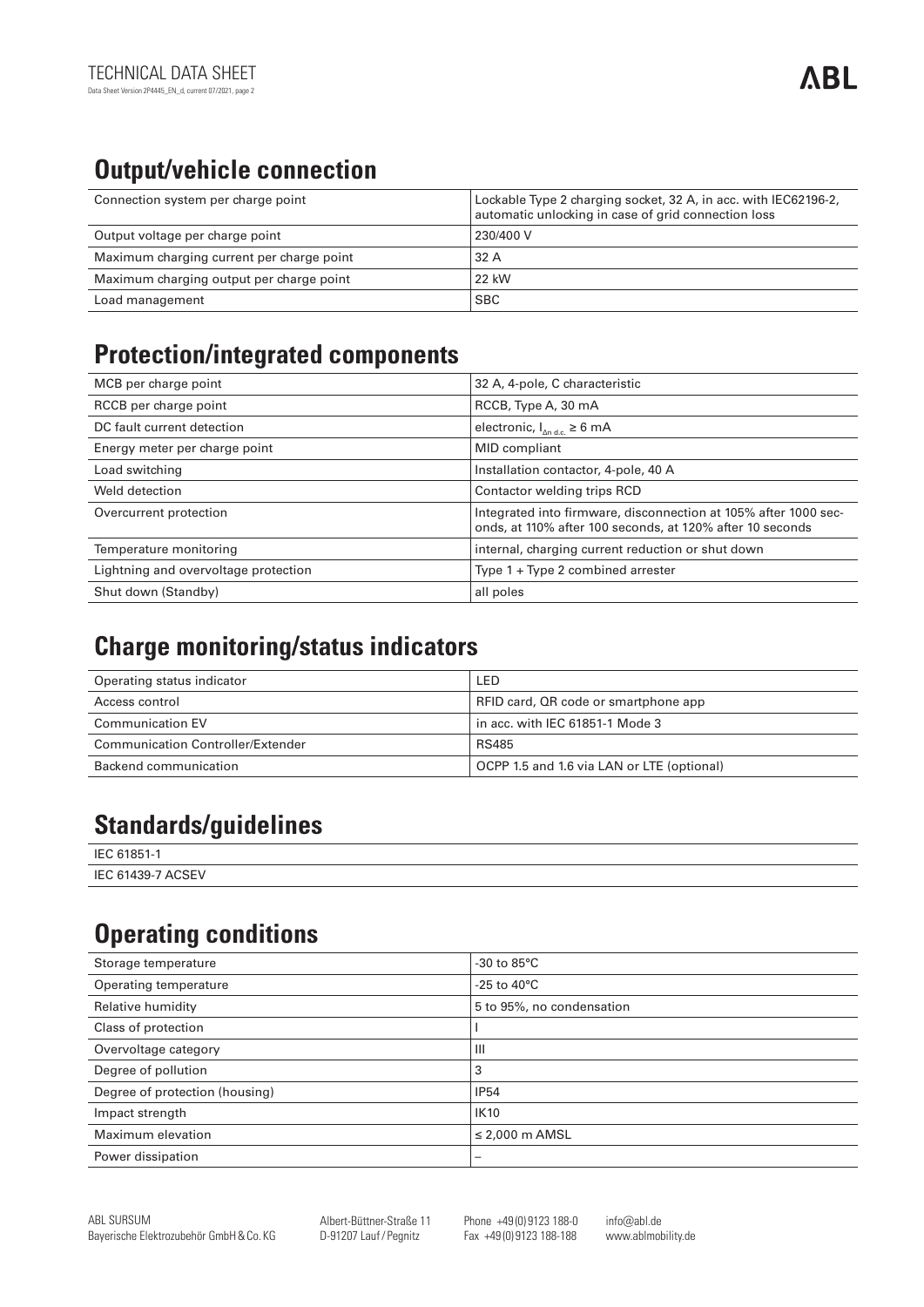## Output/vehicle connection

| | |
|---|---|
| Connection system per charge point | Lockable Type 2 charging socket, 32 A, in acc. with IEC62196-2, automatic unlocking in case of grid connection loss |
| Output voltage per charge point | 230/400 V |
| Maximum charging current per charge point | 32 A |
| Maximum charging output per charge point | 22 kW |
| Load management | SBC |

## Protection/integrated components

| | |
|---|---|
| MCB per charge point | 32 A, 4-pole, C characteristic |
| RCCB per charge point | RCCB, Type A, 30 mA |
| DC fault current detection | electronic, $I_{\Delta n\ d.c.} \geq 6$ mA |
| Energy meter per charge point | MID compliant |
| Load switching | Installation contactor, 4-pole, 40 A |
| Weld detection | Contactor welding trips RCD |
| Overcurrent protection | Integrated into firmware, disconnection at 105% after 1000 seconds, at 110% after 100 seconds, at 120% after 10 seconds |
| Temperature monitoring | internal, charging current reduction or shut down |
| Lightning and overvoltage protection | Type 1 + Type 2 combined arrester |
| Shut down (Standby) | all poles |

## Charge monitoring/status indicators

| | |
|---|---|
| Operating status indicator | LED |
| Access control | RFID card, QR code or smartphone app |
| Communication EV | in acc. with IEC 61851-1 Mode 3 |
| Communication Controller/Extender | RS485 |
| Backend communication | OCPP 1.5 and 1.6 via LAN or LTE (optional) |

## Standards/guidelines

IEC 61851-1

IEC 61439-7 ACSEV

## Operating conditions

| | |
|---|---|
| Storage temperature | -30 to 85°C |
| Operating temperature | -25 to 40°C |
| Relative humidity | 5 to 95%, no condensation |
| Class of protection | I |
| Overvoltage category | III |
| Degree of pollution | 3 |
| Degree of protection (housing) | IP54 |
| Impact strength | IK10 |
| Maximum elevation | ≤ 2,000 m AMSL |
| Power dissipation | – |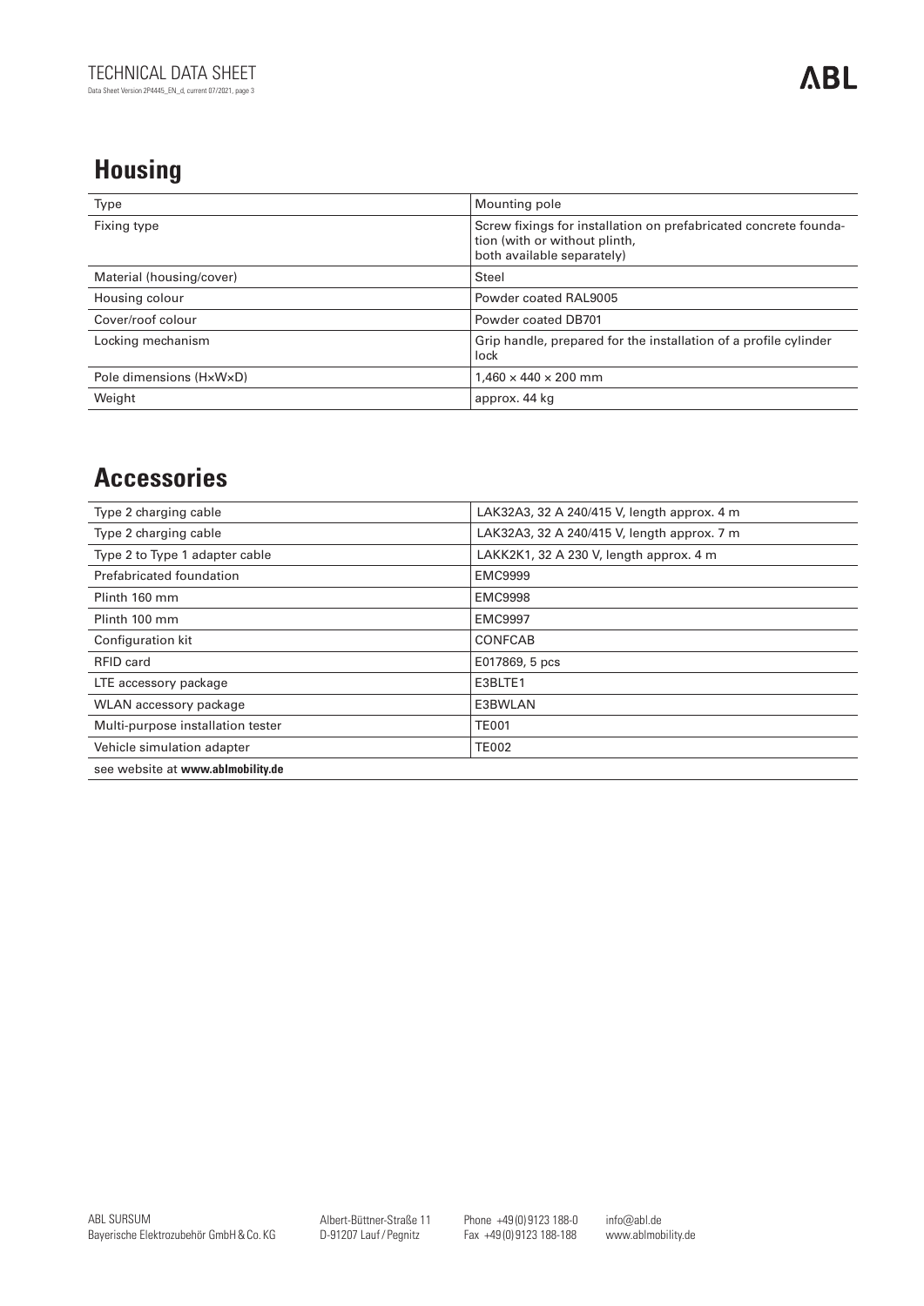## Housing

| Type | Mounting pole |
|---|---|
| Fixing type | Screw fixings for installation on prefabricated concrete foundation (with or without plinth, both available separately) |
| Material (housing/cover) | Steel |
| Housing colour | Powder coated RAL9005 |
| Cover/roof colour | Powder coated DB701 |
| Locking mechanism | Grip handle, prepared for the installation of a profile cylinder lock |
| Pole dimensions (H×W×D) | 1,460 × 440 × 200 mm |
| Weight | approx. 44 kg |

## Accessories

| Type 2 charging cable | LAK32A3, 32 A 240/415 V, length approx. 4 m |
|---|---|
| Type 2 charging cable | LAK32A3, 32 A 240/415 V, length approx. 7 m |
| Type 2 to Type 1 adapter cable | LAKK2K1, 32 A 230 V, length approx. 4 m |
| Prefabricated foundation | EMC9999 |
| Plinth 160 mm | EMC9998 |
| Plinth 100 mm | EMC9997 |
| Configuration kit | CONFCAB |
| RFID card | E017869, 5 pcs |
| LTE accessory package | E3BLTE1 |
| WLAN accessory package | E3BWLAN |
| Multi-purpose installation tester | TE001 |
| Vehicle simulation adapter | TE002 |
| see website at **www.ablmobility.de** | |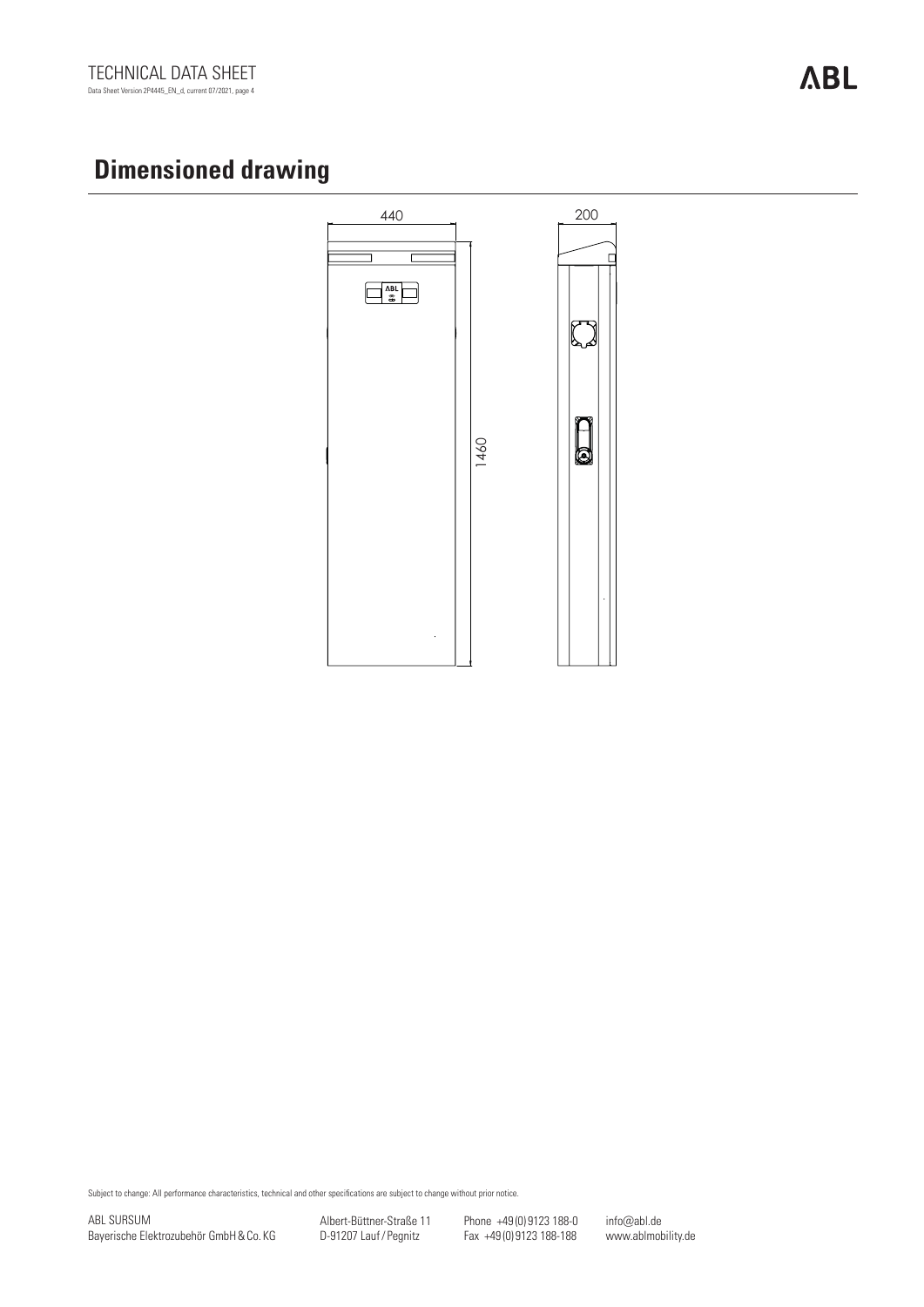# Dimensioned drawing

440

200

1460

Subject to change: All performance characteristics, technical and other specifications are subject to change without prior notice.

ABL SURSUM
Bayerische Elektrozubehör GmbH & Co. KG

Albert-Büttner-Straße 11
D-91207 Lauf / Pegnitz

Phone +49 (0) 9123 188-0
Fax +49 (0) 9123 188-188

info@abl.de
www.ablmobility.de